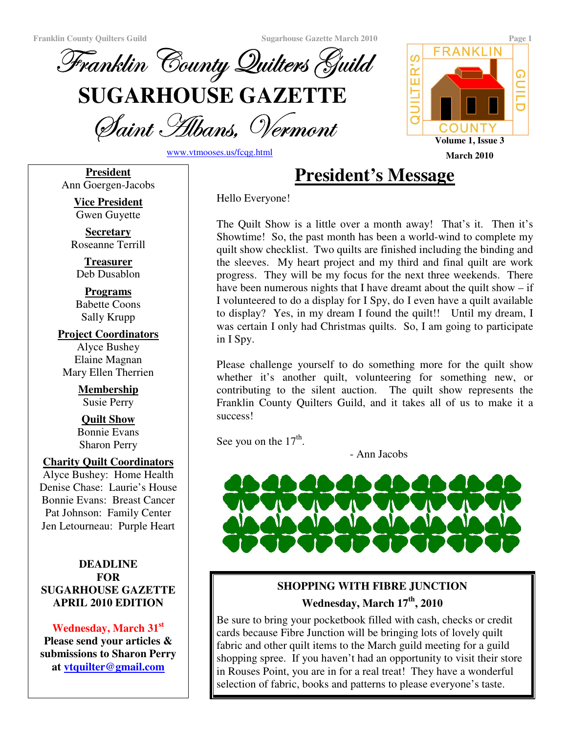# Franklin County Quilters Guild

# SUGARHOUSE GAZETTE

## Saint Albans, Vermont

www.vtmooses.us/fcqg.html

Volume 1, Issue 3

March 2010

**President**
Ann Goergen-Jacobs

**Vice President**
Gwen Guyette

**Secretary**
Roseanne Terrill

**Treasurer**
Deb Dusablon

**Programs**
Babette Coons
Sally Krupp

**Project Coordinators**
Alyce Bushey
Elaine Magnan
Mary Ellen Therrien

**Membership**
Susie Perry

**Quilt Show**
Bonnie Evans
Sharon Perry

**Charity Quilt Coordinators**
Alyce Bushey: Home Health
Denise Chase: Laurie's House
Bonnie Evans: Breast Cancer
Pat Johnson: Family Center
Jen Letourneau: Purple Heart

**DEADLINE FOR SUGARHOUSE GAZETTE APRIL 2010 EDITION**

**Wednesday, March 31st**
**Please send your articles & submissions to Sharon Perry at vtquilter@gmail.com**

## President's Message

Hello Everyone!

The Quilt Show is a little over a month away! That's it. Then it's Showtime! So, the past month has been a world-wind to complete my quilt show checklist. Two quilts are finished including the binding and the sleeves. My heart project and my third and final quilt are work progress. They will be my focus for the next three weekends. There have been numerous nights that I have dreamt about the quilt show – if I volunteered to do a display for I Spy, do I even have a quilt available to display? Yes, in my dream I found the quilt!! Until my dream, I was certain I only had Christmas quilts. So, I am going to participate in I Spy.

Please challenge yourself to do something more for the quilt show whether it's another quilt, volunteering for something new, or contributing to the silent auction. The quilt show represents the Franklin County Quilters Guild, and it takes all of us to make it a success!

See you on the 17th.

- Ann Jacobs

### SHOPPING WITH FIBRE JUNCTION

**Wednesday, March 17th, 2010**

Be sure to bring your pocketbook filled with cash, checks or credit cards because Fibre Junction will be bringing lots of lovely quilt fabric and other quilt items to the March guild meeting for a guild shopping spree. If you haven't had an opportunity to visit their store in Rouses Point, you are in for a real treat! They have a wonderful selection of fabric, books and patterns to please everyone's taste.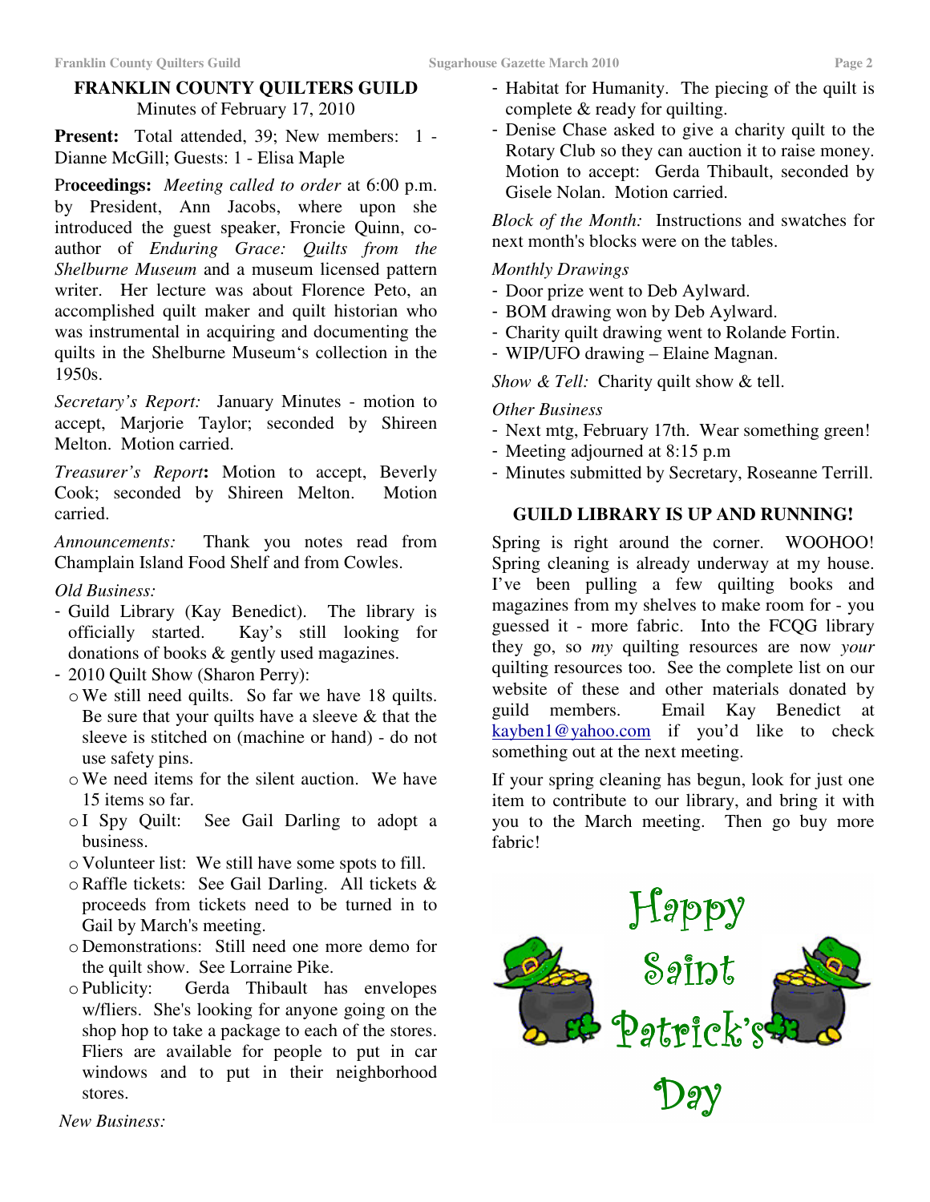## FRANKLIN COUNTY QUILTERS GUILD

Minutes of February 17, 2010

**Present:** Total attended, 39; New members: 1 - Dianne McGill; Guests: 1 - Elisa Maple

**Proceedings:** *Meeting called to order* at 6:00 p.m. by President, Ann Jacobs, where upon she introduced the guest speaker, Froncie Quinn, co-author of *Enduring Grace: Quilts from the Shelburne Museum* and a museum licensed pattern writer. Her lecture was about Florence Peto, an accomplished quilt maker and quilt historian who was instrumental in acquiring and documenting the quilts in the Shelburne Museum's collection in the 1950s.

*Secretary's Report:* January Minutes - motion to accept, Marjorie Taylor; seconded by Shireen Melton. Motion carried.

*Treasurer's Report***:** Motion to accept, Beverly Cook; seconded by Shireen Melton. Motion carried.

*Announcements:* Thank you notes read from Champlain Island Food Shelf and from Cowles.

*Old Business:*

- Guild Library (Kay Benedict). The library is officially started. Kay's still looking for donations of books & gently used magazines.
- 2010 Quilt Show (Sharon Perry):
  - We still need quilts. So far we have 18 quilts. Be sure that your quilts have a sleeve & that the sleeve is stitched on (machine or hand) - do not use safety pins.
  - We need items for the silent auction. We have 15 items so far.
  - I Spy Quilt: See Gail Darling to adopt a business.
  - Volunteer list: We still have some spots to fill.
  - Raffle tickets: See Gail Darling. All tickets & proceeds from tickets need to be turned in to Gail by March's meeting.
  - Demonstrations: Still need one more demo for the quilt show. See Lorraine Pike.
  - Publicity: Gerda Thibault has envelopes w/fliers. She's looking for anyone going on the shop hop to take a package to each of the stores. Fliers are available for people to put in car windows and to put in their neighborhood stores.

*New Business:*

- Habitat for Humanity. The piecing of the quilt is complete & ready for quilting.
- Denise Chase asked to give a charity quilt to the Rotary Club so they can auction it to raise money. Motion to accept: Gerda Thibault, seconded by Gisele Nolan. Motion carried.

*Block of the Month:* Instructions and swatches for next month's blocks were on the tables.

*Monthly Drawings*

- Door prize went to Deb Aylward.
- BOM drawing won by Deb Aylward.
- Charity quilt drawing went to Rolande Fortin.
- WIP/UFO drawing – Elaine Magnan.

*Show & Tell:* Charity quilt show & tell.

*Other Business*

- Next mtg, February 17th. Wear something green!
- Meeting adjourned at 8:15 p.m
- Minutes submitted by Secretary, Roseanne Terrill.

## GUILD LIBRARY IS UP AND RUNNING!

Spring is right around the corner. WOOHOO! Spring cleaning is already underway at my house. I've been pulling a few quilting books and magazines from my shelves to make room for - you guessed it - more fabric. Into the FCQG library they go, so *my* quilting resources are now *your* quilting resources too. See the complete list on our website of these and other materials donated by guild members. Email Kay Benedict at kayben1@yahoo.com if you'd like to check something out at the next meeting.

If your spring cleaning has begun, look for just one item to contribute to our library, and bring it with you to the March meeting. Then go buy more fabric!

Happy Saint Patrick's Day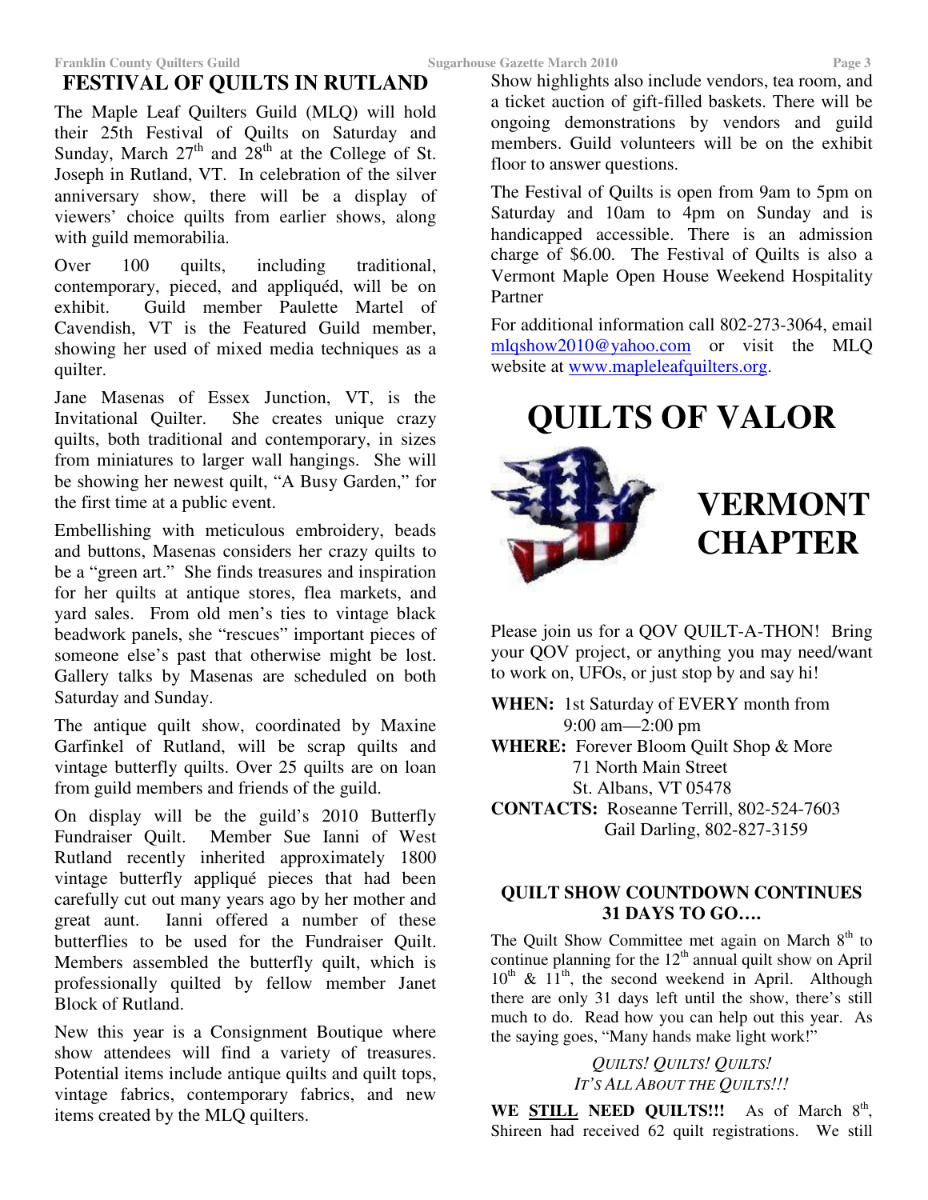## FESTIVAL OF QUILTS IN RUTLAND

The Maple Leaf Quilters Guild (MLQ) will hold their 25th Festival of Quilts on Saturday and Sunday, March 27th and 28th at the College of St. Joseph in Rutland, VT. In celebration of the silver anniversary show, there will be a display of viewers' choice quilts from earlier shows, along with guild memorabilia.

Over 100 quilts, including traditional, contemporary, pieced, and appliquéd, will be on exhibit. Guild member Paulette Martel of Cavendish, VT is the Featured Guild member, showing her used of mixed media techniques as a quilter.

Jane Masenas of Essex Junction, VT, is the Invitational Quilter. She creates unique crazy quilts, both traditional and contemporary, in sizes from miniatures to larger wall hangings. She will be showing her newest quilt, "A Busy Garden," for the first time at a public event.

Embellishing with meticulous embroidery, beads and buttons, Masenas considers her crazy quilts to be a "green art." She finds treasures and inspiration for her quilts at antique stores, flea markets, and yard sales. From old men's ties to vintage black beadwork panels, she "rescues" important pieces of someone else's past that otherwise might be lost. Gallery talks by Masenas are scheduled on both Saturday and Sunday.

The antique quilt show, coordinated by Maxine Garfinkel of Rutland, will be scrap quilts and vintage butterfly quilts. Over 25 quilts are on loan from guild members and friends of the guild.

On display will be the guild's 2010 Butterfly Fundraiser Quilt. Member Sue Ianni of West Rutland recently inherited approximately 1800 vintage butterfly appliqué pieces that had been carefully cut out many years ago by her mother and great aunt. Ianni offered a number of these butterflies to be used for the Fundraiser Quilt. Members assembled the butterfly quilt, which is professionally quilted by fellow member Janet Block of Rutland.

New this year is a Consignment Boutique where show attendees will find a variety of treasures. Potential items include antique quilts and quilt tops, vintage fabrics, contemporary fabrics, and new items created by the MLQ quilters.

Show highlights also include vendors, tea room, and a ticket auction of gift-filled baskets. There will be ongoing demonstrations by vendors and guild members. Guild volunteers will be on the exhibit floor to answer questions.

The Festival of Quilts is open from 9am to 5pm on Saturday and 10am to 4pm on Sunday and is handicapped accessible. There is an admission charge of $6.00. The Festival of Quilts is also a Vermont Maple Open House Weekend Hospitality Partner

For additional information call 802-273-3064, email mlqshow2010@yahoo.com or visit the MLQ website at www.mapleleafquilters.org.

# QUILTS OF VALOR

# VERMONT CHAPTER

Please join us for a QOV QUILT-A-THON! Bring your QOV project, or anything you may need/want to work on, UFOs, or just stop by and say hi!

**WHEN:** 1st Saturday of EVERY month from 9:00 am—2:00 pm

**WHERE:** Forever Bloom Quilt Shop & More
71 North Main Street
St. Albans, VT 05478

**CONTACTS:** Roseanne Terrill, 802-524-7603
Gail Darling, 802-827-3159

### QUILT SHOW COUNTDOWN CONTINUES
### 31 DAYS TO GO….

The Quilt Show Committee met again on March 8th to continue planning for the 12th annual quilt show on April 10th & 11th, the second weekend in April. Although there are only 31 days left until the show, there's still much to do. Read how you can help out this year. As the saying goes, "Many hands make light work!"

*QUILTS! QUILTS! QUILTS!*
*IT'S ALL ABOUT THE QUILTS!!!*

**WE STILL NEED QUILTS!!!** As of March 8th, Shireen had received 62 quilt registrations. We still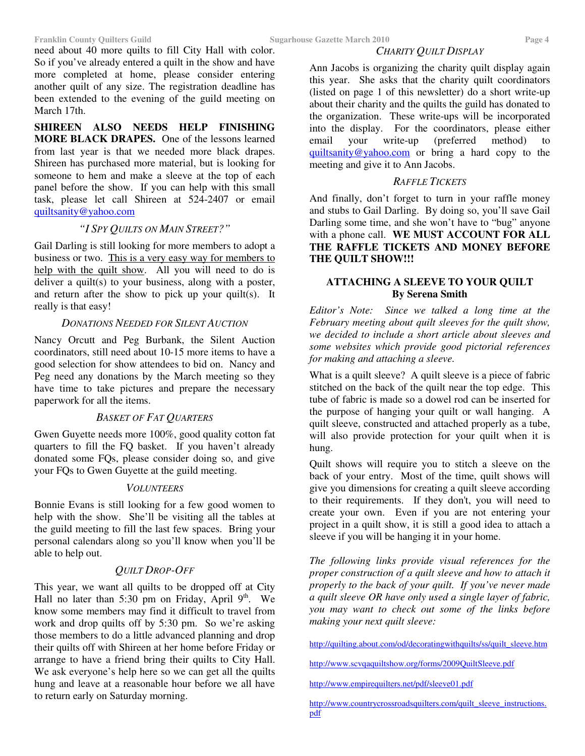need about 40 more quilts to fill City Hall with color. So if you've already entered a quilt in the show and have more completed at home, please consider entering another quilt of any size. The registration deadline has been extended to the evening of the guild meeting on March 17th.

**SHIREEN ALSO NEEDS HELP FINISHING MORE BLACK DRAPES.** One of the lessons learned from last year is that we needed more black drapes. Shireen has purchased more material, but is looking for someone to hem and make a sleeve at the top of each panel before the show. If you can help with this small task, please let call Shireen at 524-2407 or email quiltsanity@yahoo.com

### *"I Spy Quilts on Main Street?"*

Gail Darling is still looking for more members to adopt a business or two. This is a very easy way for members to help with the quilt show. All you will need to do is deliver a quilt(s) to your business, along with a poster, and return after the show to pick up your quilt(s). It really is that easy!

### *Donations Needed for Silent Auction*

Nancy Orcutt and Peg Burbank, the Silent Auction coordinators, still need about 10-15 more items to have a good selection for show attendees to bid on. Nancy and Peg need any donations by the March meeting so they have time to take pictures and prepare the necessary paperwork for all the items.

### *Basket of Fat Quarters*

Gwen Guyette needs more 100%, good quality cotton fat quarters to fill the FQ basket. If you haven't already donated some FQs, please consider doing so, and give your FQs to Gwen Guyette at the guild meeting.

### *Volunteers*

Bonnie Evans is still looking for a few good women to help with the show. She'll be visiting all the tables at the guild meeting to fill the last few spaces. Bring your personal calendars along so you'll know when you'll be able to help out.

### *Quilt Drop-Off*

This year, we want all quilts to be dropped off at City Hall no later than 5:30 pm on Friday, April 9th. We know some members may find it difficult to travel from work and drop quilts off by 5:30 pm. So we're asking those members to do a little advanced planning and drop their quilts off with Shireen at her home before Friday or arrange to have a friend bring their quilts to City Hall. We ask everyone's help here so we can get all the quilts hung and leave at a reasonable hour before we all have to return early on Saturday morning.

### *Charity Quilt Display*

Ann Jacobs is organizing the charity quilt display again this year. She asks that the charity quilt coordinators (listed on page 1 of this newsletter) do a short write-up about their charity and the quilts the guild has donated to the organization. These write-ups will be incorporated into the display. For the coordinators, please either email your write-up (preferred method) to quiltsanity@yahoo.com or bring a hard copy to the meeting and give it to Ann Jacobs.

### *Raffle Tickets*

And finally, don't forget to turn in your raffle money and stubs to Gail Darling. By doing so, you'll save Gail Darling some time, and she won't have to "bug" anyone with a phone call. **WE MUST ACCOUNT FOR ALL THE RAFFLE TICKETS AND MONEY BEFORE THE QUILT SHOW!!!**

## ATTACHING A SLEEVE TO YOUR QUILT
**By Serena Smith**

*Editor's Note: Since we talked a long time at the February meeting about quilt sleeves for the quilt show, we decided to include a short article about sleeves and some websites which provide good pictorial references for making and attaching a sleeve.*

What is a quilt sleeve? A quilt sleeve is a piece of fabric stitched on the back of the quilt near the top edge. This tube of fabric is made so a dowel rod can be inserted for the purpose of hanging your quilt or wall hanging. A quilt sleeve, constructed and attached properly as a tube, will also provide protection for your quilt when it is hung.

Quilt shows will require you to stitch a sleeve on the back of your entry. Most of the time, quilt shows will give you dimensions for creating a quilt sleeve according to their requirements. If they don't, you will need to create your own. Even if you are not entering your project in a quilt show, it is still a good idea to attach a sleeve if you will be hanging it in your home.

*The following links provide visual references for the proper construction of a quilt sleeve and how to attach it properly to the back of your quilt. If you've never made a quilt sleeve OR have only used a single layer of fabric, you may want to check out some of the links before making your next quilt sleeve:*

http://quilting.about.com/od/decoratingwithquilts/ss/quilt_sleeve.htm

http://www.scvqaquiltshow.org/forms/2009QuiltSleeve.pdf

http://www.empirequilters.net/pdf/sleeve01.pdf

http://www.countrycrossroadsquilters.com/quilt_sleeve_instructions.pdf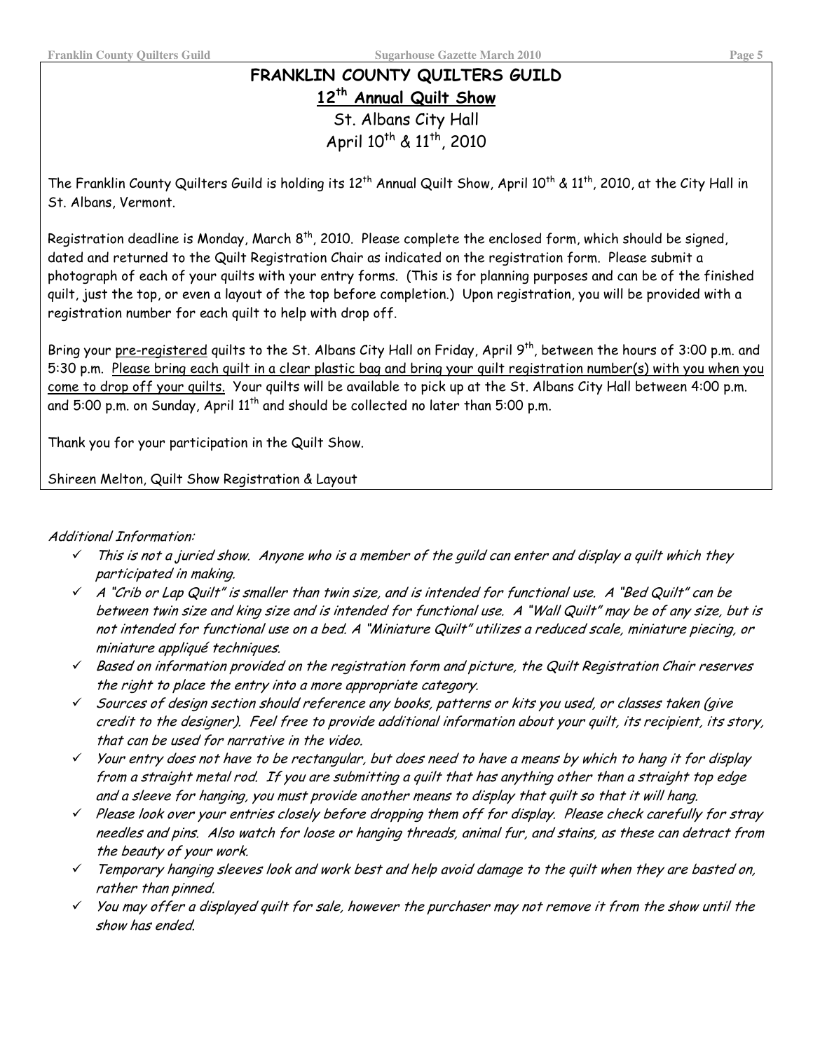# FRANKLIN COUNTY QUILTERS GUILD

## 12th Annual Quilt Show

St. Albans City Hall

April 10th & 11th, 2010

The Franklin County Quilters Guild is holding its 12th Annual Quilt Show, April 10th & 11th, 2010, at the City Hall in St. Albans, Vermont.

Registration deadline is Monday, March 8th, 2010. Please complete the enclosed form, which should be signed, dated and returned to the Quilt Registration Chair as indicated on the registration form. Please submit a photograph of each of your quilts with your entry forms. (This is for planning purposes and can be of the finished quilt, just the top, or even a layout of the top before completion.) Upon registration, you will be provided with a registration number for each quilt to help with drop off.

Bring your pre-registered quilts to the St. Albans City Hall on Friday, April 9th, between the hours of 3:00 p.m. and 5:30 p.m. Please bring each quilt in a clear plastic bag and bring your quilt registration number(s) with you when you come to drop off your quilts. Your quilts will be available to pick up at the St. Albans City Hall between 4:00 p.m. and 5:00 p.m. on Sunday, April 11th and should be collected no later than 5:00 p.m.

Thank you for your participation in the Quilt Show.

Shireen Melton, Quilt Show Registration & Layout

*Additional Information:*

- ✓ *This is not a juried show. Anyone who is a member of the guild can enter and display a quilt which they participated in making.*
- ✓ *A "Crib or Lap Quilt" is smaller than twin size, and is intended for functional use. A "Bed Quilt" can be between twin size and king size and is intended for functional use. A "Wall Quilt" may be of any size, but is not intended for functional use on a bed. A "Miniature Quilt" utilizes a reduced scale, miniature piecing, or miniature appliqué techniques.*
- ✓ *Based on information provided on the registration form and picture, the Quilt Registration Chair reserves the right to place the entry into a more appropriate category.*
- ✓ *Sources of design section should reference any books, patterns or kits you used, or classes taken (give credit to the designer). Feel free to provide additional information about your quilt, its recipient, its story, that can be used for narrative in the video.*
- ✓ *Your entry does not have to be rectangular, but does need to have a means by which to hang it for display from a straight metal rod. If you are submitting a quilt that has anything other than a straight top edge and a sleeve for hanging, you must provide another means to display that quilt so that it will hang.*
- ✓ *Please look over your entries closely before dropping them off for display. Please check carefully for stray needles and pins. Also watch for loose or hanging threads, animal fur, and stains, as these can detract from the beauty of your work.*
- ✓ *Temporary hanging sleeves look and work best and help avoid damage to the quilt when they are basted on, rather than pinned.*
- ✓ *You may offer a displayed quilt for sale, however the purchaser may not remove it from the show until the show has ended.*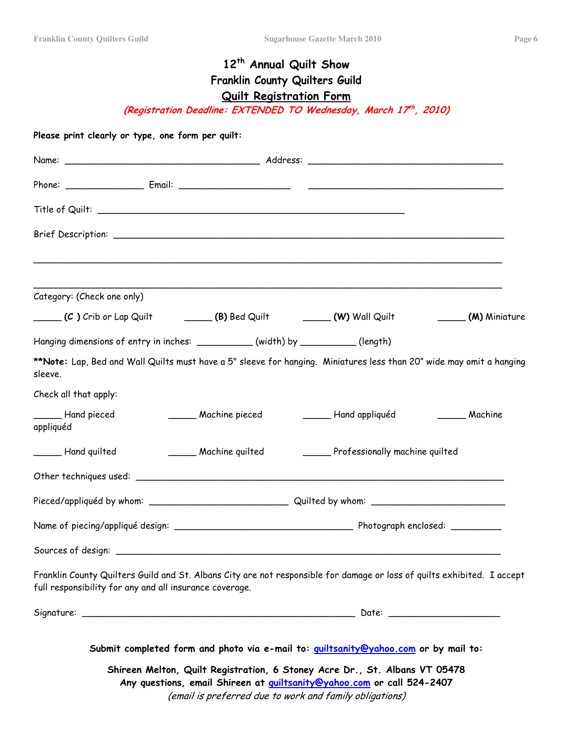# 12th Annual Quilt Show
# Franklin County Quilters Guild
## Quilt Registration Form

*(Registration Deadline: EXTENDED TO Wednesday, March 17th, 2010)*

**Please print clearly or type, one form per quilt:**

Name: ___________________________________ Address: ___________________________________

Phone: _____________ Email: ____________________ ___________________________________

Title of Quilt: _______________________________________________________

Brief Description: _____________________________________________________________________

_____________________________________________________________________________________

_____________________________________________________________________________________

Category: (Check one only)

_____ **(C )** Crib or Lap Quilt _____ **(B)** Bed Quilt _____ **(W)** Wall Quilt _____ **(M)** Miniature

Hanging dimensions of entry in inches: __________ (width) by __________ (length)

**\*\*Note:** Lap, Bed and Wall Quilts must have a 5" sleeve for hanging. Miniatures less than 20" wide may omit a hanging sleeve.

Check all that apply:

_____ Hand pieced _____ Machine pieced _____ Hand appliquéd _____ Machine appliquéd

_____ Hand quilted _____ Machine quilted _____ Professionally machine quilted

Other techniques used: _________________________________________________________________

Pieced/appliquéd by whom: _________________________ Quilted by whom: ________________________

Name of piecing/appliqué design: ________________________________ Photograph enclosed: _________

Sources of design: ____________________________________________________________________

Franklin County Quilters Guild and St. Albans City are not responsible for damage or loss of quilts exhibited. I accept full responsibility for any and all insurance coverage.

Signature: _________________________________________________ Date: ____________________

**Submit completed form and photo via e-mail to: quiltsanity@yahoo.com or by mail to:**

**Shireen Melton, Quilt Registration, 6 Stoney Acre Dr., St. Albans VT 05478**
**Any questions, email Shireen at quiltsanity@yahoo.com or call 524-2407**
*(email is preferred due to work and family obligations)*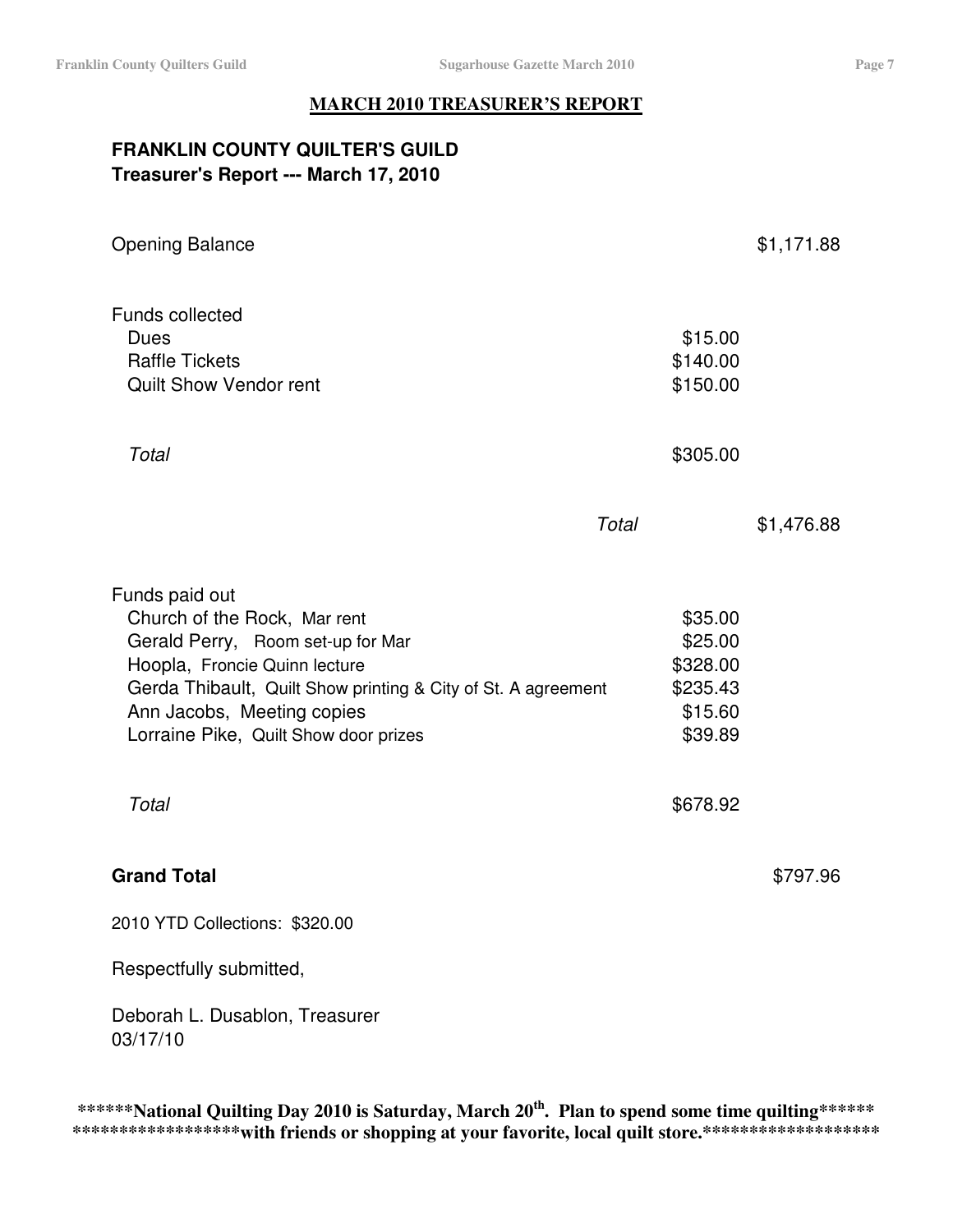## MARCH 2010 TREASURER'S REPORT

**FRANKLIN COUNTY QUILTER'S GUILD**
**Treasurer's Report --- March 17, 2010**

| | | |
|---|---|---|
| Opening Balance | | $1,171.88 |
| | | |
| Funds collected | | |
| Dues | $15.00 | |
| Raffle Tickets | $140.00 | |
| Quilt Show Vendor rent | $150.00 | |
| | | |
| *Total* | $305.00 | |
| | | |
| *Total* | | $1,476.88 |
| | | |
| Funds paid out | | |
| Church of the Rock, Mar rent | $35.00 | |
| Gerald Perry, Room set-up for Mar | $25.00 | |
| Hoopla, Froncie Quinn lecture | $328.00 | |
| Gerda Thibault, Quilt Show printing & City of St. A agreement | $235.43 | |
| Ann Jacobs, Meeting copies | $15.60 | |
| Lorraine Pike, Quilt Show door prizes | $39.89 | |
| | | |
| *Total* | $678.92 | |
| | | |
| **Grand Total** | | $797.96 |

2010 YTD Collections: $320.00

Respectfully submitted,

Deborah L. Dusablon, Treasurer
03/17/10

**\*\*\*\*\*\*National Quilting Day 2010 is Saturday, March 20th. Plan to spend some time quilting\*\*\*\*\*\***
**\*\*\*\*\*\*\*\*\*\*\*\*\*\*\*\*\*\*with friends or shopping at your favorite, local quilt store.\*\*\*\*\*\*\*\*\*\*\*\*\*\*\*\*\*\*\***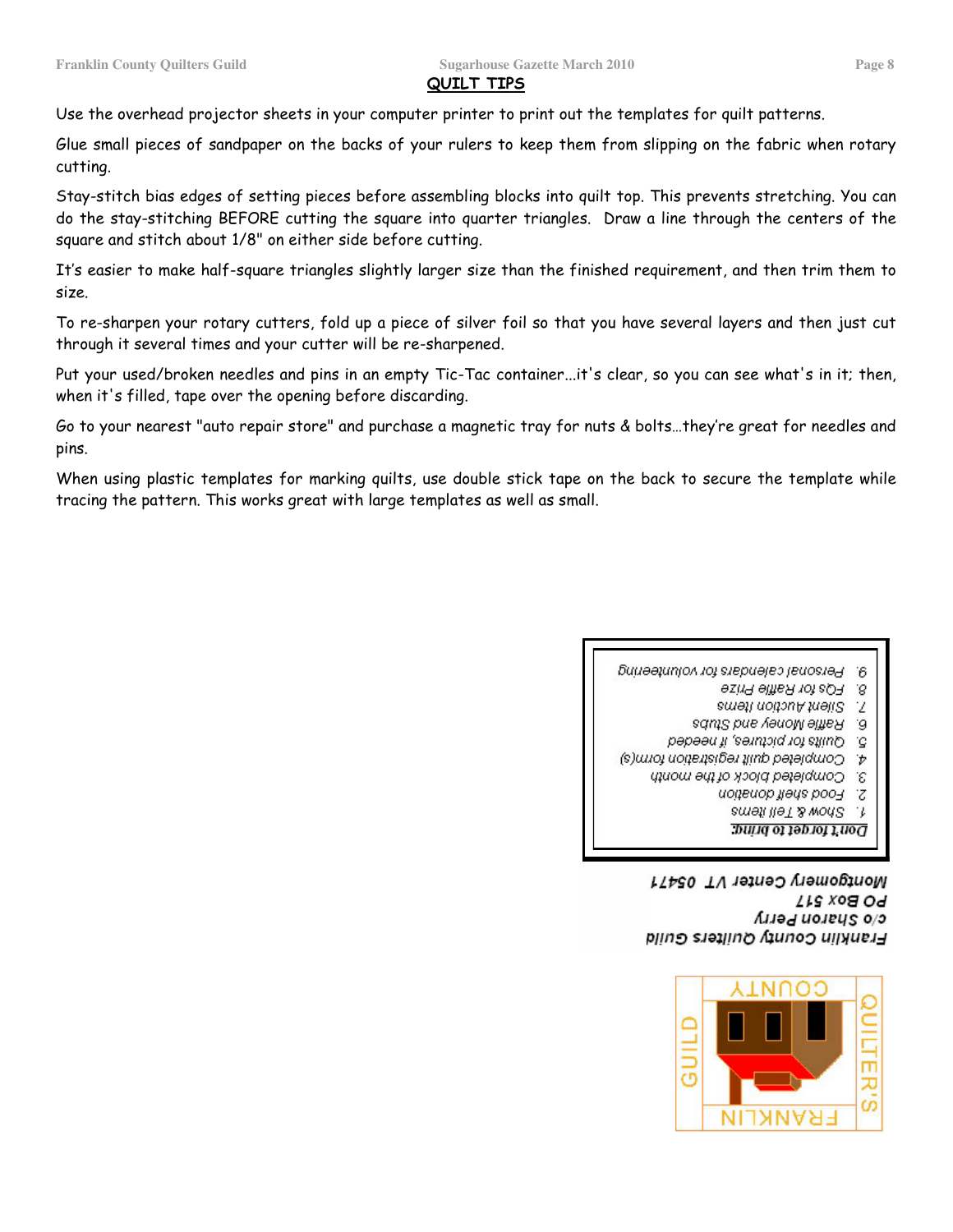## QUILT TIPS

Use the overhead projector sheets in your computer printer to print out the templates for quilt patterns.

Glue small pieces of sandpaper on the backs of your rulers to keep them from slipping on the fabric when rotary cutting.

Stay-stitch bias edges of setting pieces before assembling blocks into quilt top. This prevents stretching. You can do the stay-stitching BEFORE cutting the square into quarter triangles. Draw a line through the centers of the square and stitch about 1/8" on either side before cutting.

It's easier to make half-square triangles slightly larger size than the finished requirement, and then trim them to size.

To re-sharpen your rotary cutters, fold up a piece of silver foil so that you have several layers and then just cut through it several times and your cutter will be re-sharpened.

Put your used/broken needles and pins in an empty Tic-Tac container...it's clear, so you can see what's in it; then, when it's filled, tape over the opening before discarding.

Go to your nearest "auto repair store" and purchase a magnetic tray for nuts & bolts…they're great for needles and pins.

When using plastic templates for marking quilts, use double stick tape on the back to secure the template while tracing the pattern. This works great with large templates as well as small.

**Don't forget to bring:**

1. Show & Tell items
2. Food shelf donation
3. Completed block of the month
4. Completed quilt registration form(s)
5. Quilts for pictures, if needed
6. Raffle Money and Stubs
7. Silent Auction Items
8. FQs for Raffle Prize
9. Personal calendars for volunteering

Franklin County Quilters Guild
c/o Sharon Perry
PO Box 517
Montgomery Center VT 05471

FRANKLIN COUNTY QUILTER'S GUILD